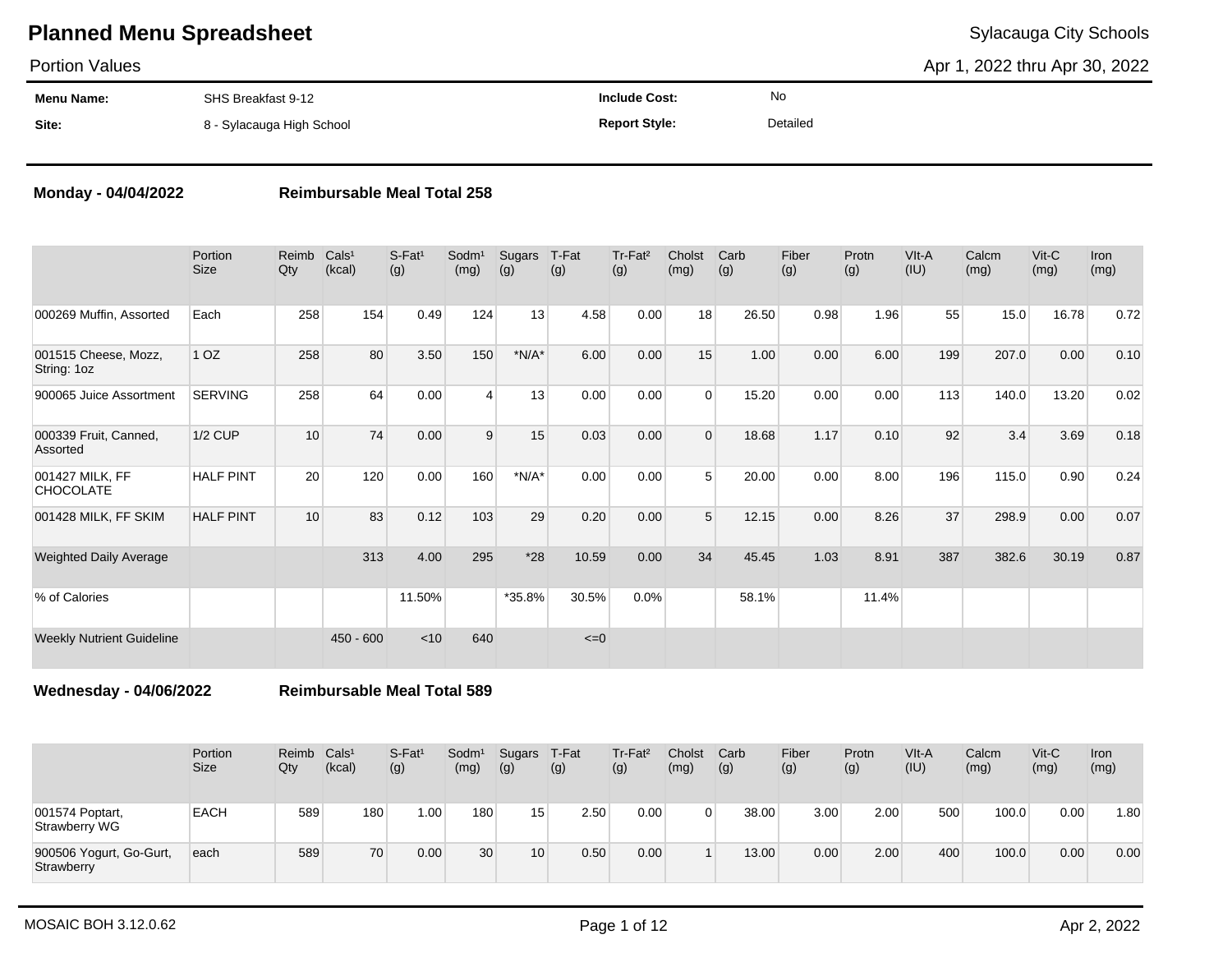# Planned Menu Spreadsheet

Sylacauga City Schools

Portion Values

Apr 1, 2022 thru Apr 30, 2022

| | | | |
|---|---|---|---|
| **Menu Name:** | SHS Breakfast 9-12 | **Include Cost:** | No |
| **Site:** | 8 - Sylacauga High School | **Report Style:** | Detailed |

**Monday - 04/04/2022** **Reimbursable Meal Total 258**

| | Portion Size | Reimb Qty | Cals[1] (kcal) | S-Fat[1] (g) | Sodm[1] (mg) | Sugars (g) | T-Fat (g) | Tr-Fat[2] (g) | Cholst (mg) | Carb (g) | Fiber (g) | Protn (g) | VIt-A (IU) | Calcm (mg) | Vit-C (mg) | Iron (mg) |
|---|---|---|---|---|---|---|---|---|---|---|---|---|---|---|---|---|
| 000269 Muffin, Assorted | Each | 258 | 154 | 0.49 | 124 | 13 | 4.58 | 0.00 | 18 | 26.50 | 0.98 | 1.96 | 55 | 15.0 | 16.78 | 0.72 |
| 001515 Cheese, Mozz, String: 1oz | 1 OZ | 258 | 80 | 3.50 | 150 | *N/A* | 6.00 | 0.00 | 15 | 1.00 | 0.00 | 6.00 | 199 | 207.0 | 0.00 | 0.10 |
| 900065 Juice Assortment | SERVING | 258 | 64 | 0.00 | 4 | 13 | 0.00 | 0.00 | 0 | 15.20 | 0.00 | 0.00 | 113 | 140.0 | 13.20 | 0.02 |
| 000339 Fruit, Canned, Assorted | 1/2 CUP | 10 | 74 | 0.00 | 9 | 15 | 0.03 | 0.00 | 0 | 18.68 | 1.17 | 0.10 | 92 | 3.4 | 3.69 | 0.18 |
| 001427 MILK, FF CHOCOLATE | HALF PINT | 20 | 120 | 0.00 | 160 | *N/A* | 0.00 | 0.00 | 5 | 20.00 | 0.00 | 8.00 | 196 | 115.0 | 0.90 | 0.24 |
| 001428 MILK, FF SKIM | HALF PINT | 10 | 83 | 0.12 | 103 | 29 | 0.20 | 0.00 | 5 | 12.15 | 0.00 | 8.26 | 37 | 298.9 | 0.00 | 0.07 |
| Weighted Daily Average | | | 313 | 4.00 | 295 | *28 | 10.59 | 0.00 | 34 | 45.45 | 1.03 | 8.91 | 387 | 382.6 | 30.19 | 0.87 |
| % of Calories | | | | 11.50% | | *35.8% | 30.5% | 0.0% | | 58.1% | | 11.4% | | | | |
| Weekly Nutrient Guideline | | | 450 - 600 | <10 | 640 | | <=0 | | | | | | | | | |

**Wednesday - 04/06/2022** **Reimbursable Meal Total 589**

| | Portion Size | Reimb Qty | Cals[1] (kcal) | S-Fat[1] (g) | Sodm[1] (mg) | Sugars (g) | T-Fat (g) | Tr-Fat[2] (g) | Cholst (mg) | Carb (g) | Fiber (g) | Protn (g) | VIt-A (IU) | Calcm (mg) | Vit-C (mg) | Iron (mg) |
|---|---|---|---|---|---|---|---|---|---|---|---|---|---|---|---|---|
| 001574 Poptart, Strawberry WG | EACH | 589 | 180 | 1.00 | 180 | 15 | 2.50 | 0.00 | 0 | 38.00 | 3.00 | 2.00 | 500 | 100.0 | 0.00 | 1.80 |
| 900506 Yogurt, Go-Gurt, Strawberry | each | 589 | 70 | 0.00 | 30 | 10 | 0.50 | 0.00 | 1 | 13.00 | 0.00 | 2.00 | 400 | 100.0 | 0.00 | 0.00 |

MOSAIC BOH 3.12.0.62 Apr 2, 2022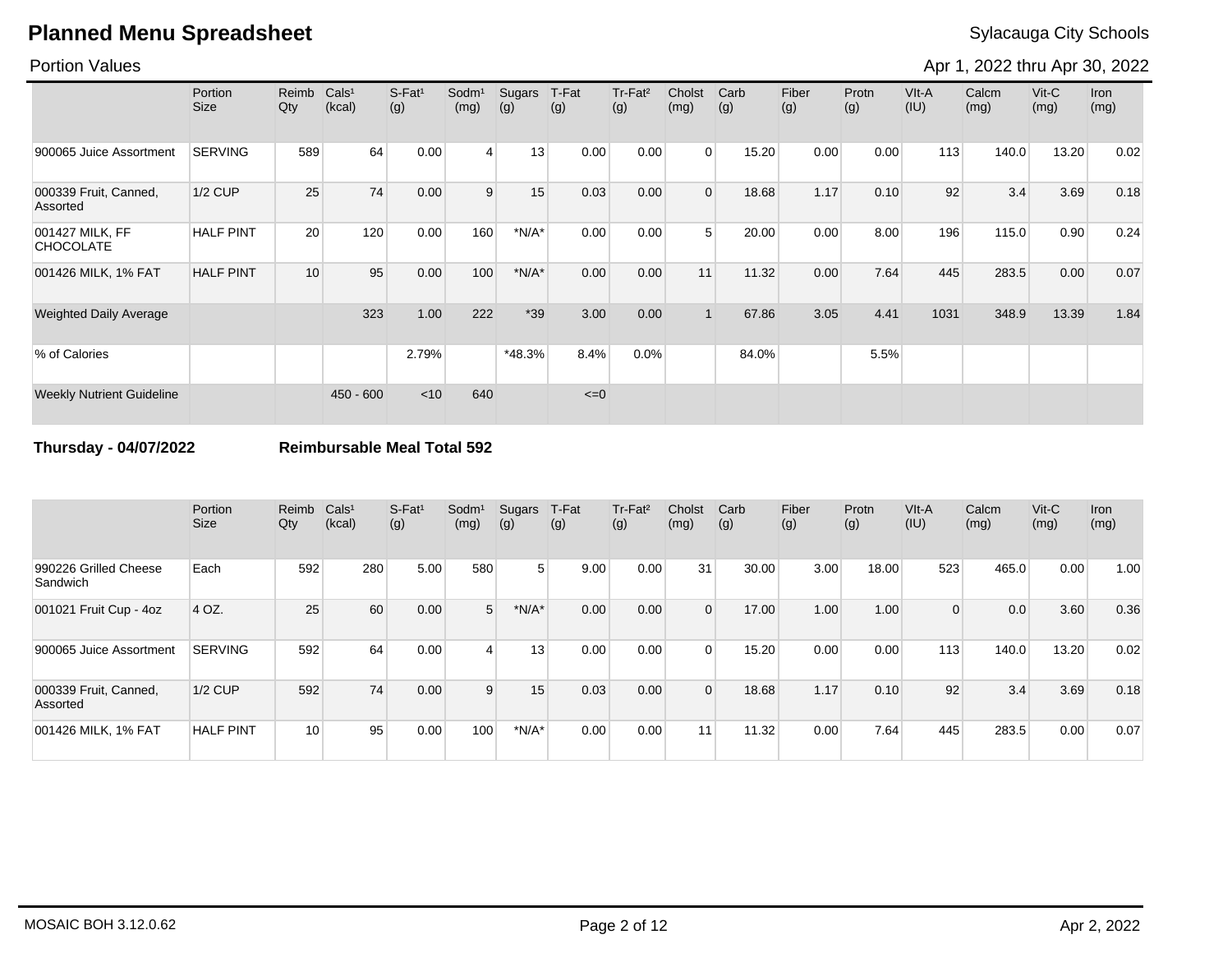# Planned Menu Spreadsheet

Sylacauga City Schools

Portion Values

Apr 1, 2022 thru Apr 30, 2022

| | Portion Size | Reimb Qty | Cals¹ (kcal) | S-Fat¹ (g) | Sodm¹ (mg) | Sugars (g) | T-Fat (g) | Tr-Fat² (g) | Cholst (mg) | Carb (g) | Fiber (g) | Protn (g) | VIt-A (IU) | Calcm (mg) | Vit-C (mg) | Iron (mg) |
|---|---|---|---|---|---|---|---|---|---|---|---|---|---|---|---|---|
| 900065 Juice Assortment | SERVING | 589 | 64 | 0.00 | 4 | 13 | 0.00 | 0.00 | 0 | 15.20 | 0.00 | 0.00 | 113 | 140.0 | 13.20 | 0.02 |
| 000339 Fruit, Canned, Assorted | 1/2 CUP | 25 | 74 | 0.00 | 9 | 15 | 0.03 | 0.00 | 0 | 18.68 | 1.17 | 0.10 | 92 | 3.4 | 3.69 | 0.18 |
| 001427 MILK, FF CHOCOLATE | HALF PINT | 20 | 120 | 0.00 | 160 | *N/A* | 0.00 | 0.00 | 5 | 20.00 | 0.00 | 8.00 | 196 | 115.0 | 0.90 | 0.24 |
| 001426 MILK, 1% FAT | HALF PINT | 10 | 95 | 0.00 | 100 | *N/A* | 0.00 | 0.00 | 11 | 11.32 | 0.00 | 7.64 | 445 | 283.5 | 0.00 | 0.07 |
| Weighted Daily Average | | | 323 | 1.00 | 222 | *39 | 3.00 | 0.00 | 1 | 67.86 | 3.05 | 4.41 | 1031 | 348.9 | 13.39 | 1.84 |
| % of Calories | | | | 2.79% | | *48.3% | 8.4% | 0.0% | | 84.0% | | 5.5% | | | | |
| Weekly Nutrient Guideline | | | 450 - 600 | <10 | 640 | | <=0 | | | | | | | | | |

**Thursday - 04/07/2022** **Reimbursable Meal Total 592**

| | Portion Size | Reimb Qty | Cals¹ (kcal) | S-Fat¹ (g) | Sodm¹ (mg) | Sugars (g) | T-Fat (g) | Tr-Fat² (g) | Cholst (mg) | Carb (g) | Fiber (g) | Protn (g) | VIt-A (IU) | Calcm (mg) | Vit-C (mg) | Iron (mg) |
|---|---|---|---|---|---|---|---|---|---|---|---|---|---|---|---|---|
| 990226 Grilled Cheese Sandwich | Each | 592 | 280 | 5.00 | 580 | 5 | 9.00 | 0.00 | 31 | 30.00 | 3.00 | 18.00 | 523 | 465.0 | 0.00 | 1.00 |
| 001021 Fruit Cup - 4oz | 4 OZ. | 25 | 60 | 0.00 | 5 | *N/A* | 0.00 | 0.00 | 0 | 17.00 | 1.00 | 1.00 | 0 | 0.0 | 3.60 | 0.36 |
| 900065 Juice Assortment | SERVING | 592 | 64 | 0.00 | 4 | 13 | 0.00 | 0.00 | 0 | 15.20 | 0.00 | 0.00 | 113 | 140.0 | 13.20 | 0.02 |
| 000339 Fruit, Canned, Assorted | 1/2 CUP | 592 | 74 | 0.00 | 9 | 15 | 0.03 | 0.00 | 0 | 18.68 | 1.17 | 0.10 | 92 | 3.4 | 3.69 | 0.18 |
| 001426 MILK, 1% FAT | HALF PINT | 10 | 95 | 0.00 | 100 | *N/A* | 0.00 | 0.00 | 11 | 11.32 | 0.00 | 7.64 | 445 | 283.5 | 0.00 | 0.07 |

MOSAIC BOH 3.12.0.62 Apr 2, 2022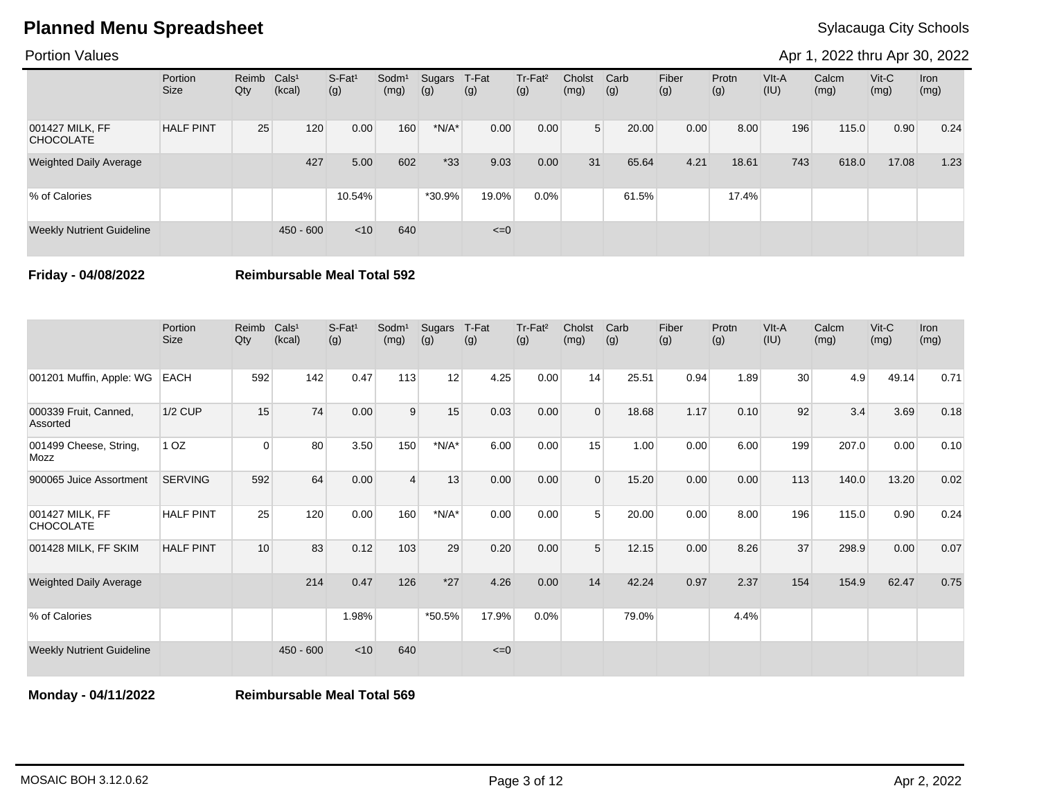# Planned Menu Spreadsheet

Sylacauga City Schools

Portion Values

Apr 1, 2022 thru Apr 30, 2022

| | Portion Size | Reimb Qty | Cals¹ (kcal) | S-Fat¹ (g) | Sodm¹ (mg) | Sugars (g) | T-Fat (g) | Tr-Fat² (g) | Cholst (mg) | Carb (g) | Fiber (g) | Protn (g) | VIt-A (IU) | Calcm (mg) | Vit-C (mg) | Iron (mg) |
|---|---|---|---|---|---|---|---|---|---|---|---|---|---|---|---|---|
| 001427 MILK, FF CHOCOLATE | HALF PINT | 25 | 120 | 0.00 | 160 | *N/A* | 0.00 | 0.00 | 5 | 20.00 | 0.00 | 8.00 | 196 | 115.0 | 0.90 | 0.24 |
| Weighted Daily Average | | | 427 | 5.00 | 602 | *33 | 9.03 | 0.00 | 31 | 65.64 | 4.21 | 18.61 | 743 | 618.0 | 17.08 | 1.23 |
| % of Calories | | | | 10.54% | | *30.9% | 19.0% | 0.0% | | 61.5% | | 17.4% | | | | |
| Weekly Nutrient Guideline | | | 450 - 600 | <10 | 640 | | <=0 | | | | | | | | | |

**Friday - 04/08/2022** **Reimbursable Meal Total 592**

| | Portion Size | Reimb Qty | Cals¹ (kcal) | S-Fat¹ (g) | Sodm¹ (mg) | Sugars (g) | T-Fat (g) | Tr-Fat² (g) | Cholst (mg) | Carb (g) | Fiber (g) | Protn (g) | VIt-A (IU) | Calcm (mg) | Vit-C (mg) | Iron (mg) |
|---|---|---|---|---|---|---|---|---|---|---|---|---|---|---|---|---|
| 001201 Muffin, Apple: WG | EACH | 592 | 142 | 0.47 | 113 | 12 | 4.25 | 0.00 | 14 | 25.51 | 0.94 | 1.89 | 30 | 4.9 | 49.14 | 0.71 |
| 000339 Fruit, Canned, Assorted | 1/2 CUP | 15 | 74 | 0.00 | 9 | 15 | 0.03 | 0.00 | 0 | 18.68 | 1.17 | 0.10 | 92 | 3.4 | 3.69 | 0.18 |
| 001499 Cheese, String, Mozz | 1 OZ | 0 | 80 | 3.50 | 150 | *N/A* | 6.00 | 0.00 | 15 | 1.00 | 0.00 | 6.00 | 199 | 207.0 | 0.00 | 0.10 |
| 900065 Juice Assortment | SERVING | 592 | 64 | 0.00 | 4 | 13 | 0.00 | 0.00 | 0 | 15.20 | 0.00 | 0.00 | 113 | 140.0 | 13.20 | 0.02 |
| 001427 MILK, FF CHOCOLATE | HALF PINT | 25 | 120 | 0.00 | 160 | *N/A* | 0.00 | 0.00 | 5 | 20.00 | 0.00 | 8.00 | 196 | 115.0 | 0.90 | 0.24 |
| 001428 MILK, FF SKIM | HALF PINT | 10 | 83 | 0.12 | 103 | 29 | 0.20 | 0.00 | 5 | 12.15 | 0.00 | 8.26 | 37 | 298.9 | 0.00 | 0.07 |
| Weighted Daily Average | | | 214 | 0.47 | 126 | *27 | 4.26 | 0.00 | 14 | 42.24 | 0.97 | 2.37 | 154 | 154.9 | 62.47 | 0.75 |
| % of Calories | | | | 1.98% | | *50.5% | 17.9% | 0.0% | | 79.0% | | 4.4% | | | | |
| Weekly Nutrient Guideline | | | 450 - 600 | <10 | 640 | | <=0 | | | | | | | | | |

**Monday - 04/11/2022** **Reimbursable Meal Total 569**

MOSAIC BOH 3.12.0.62

Apr 2, 2022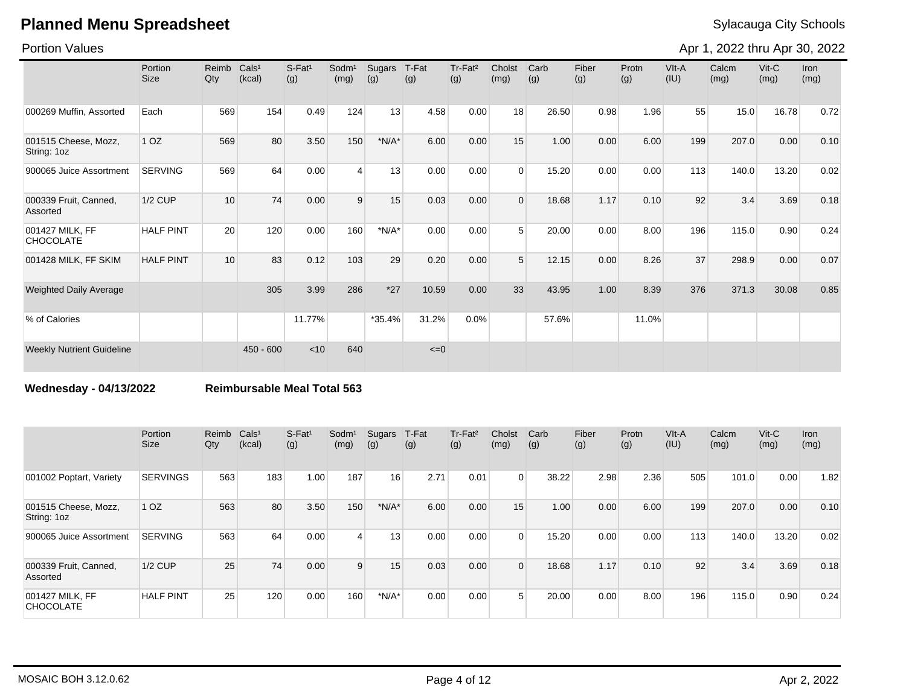# Planned Menu Spreadsheet

Sylacauga City Schools

Portion Values

Apr 1, 2022 thru Apr 30, 2022

| | Portion Size | Reimb Qty | Cals[1] (kcal) | S-Fat[1] (g) | Sodm[1] (mg) | Sugars (g) | T-Fat (g) | Tr-Fat[2] (g) | Cholst (mg) | Carb (g) | Fiber (g) | Protn (g) | VIt-A (IU) | Calcm (mg) | Vit-C (mg) | Iron (mg) |
|---|---|---|---|---|---|---|---|---|---|---|---|---|---|---|---|---|
| 000269 Muffin, Assorted | Each | 569 | 154 | 0.49 | 124 | 13 | 4.58 | 0.00 | 18 | 26.50 | 0.98 | 1.96 | 55 | 15.0 | 16.78 | 0.72 |
| 001515 Cheese, Mozz, String: 1oz | 1 OZ | 569 | 80 | 3.50 | 150 | *N/A* | 6.00 | 0.00 | 15 | 1.00 | 0.00 | 6.00 | 199 | 207.0 | 0.00 | 0.10 |
| 900065 Juice Assortment | SERVING | 569 | 64 | 0.00 | 4 | 13 | 0.00 | 0.00 | 0 | 15.20 | 0.00 | 0.00 | 113 | 140.0 | 13.20 | 0.02 |
| 000339 Fruit, Canned, Assorted | 1/2 CUP | 10 | 74 | 0.00 | 9 | 15 | 0.03 | 0.00 | 0 | 18.68 | 1.17 | 0.10 | 92 | 3.4 | 3.69 | 0.18 |
| 001427 MILK, FF CHOCOLATE | HALF PINT | 20 | 120 | 0.00 | 160 | *N/A* | 0.00 | 0.00 | 5 | 20.00 | 0.00 | 8.00 | 196 | 115.0 | 0.90 | 0.24 |
| 001428 MILK, FF SKIM | HALF PINT | 10 | 83 | 0.12 | 103 | 29 | 0.20 | 0.00 | 5 | 12.15 | 0.00 | 8.26 | 37 | 298.9 | 0.00 | 0.07 |
| Weighted Daily Average | | | 305 | 3.99 | 286 | *27 | 10.59 | 0.00 | 33 | 43.95 | 1.00 | 8.39 | 376 | 371.3 | 30.08 | 0.85 |
| % of Calories | | | | 11.77% | | *35.4% | 31.2% | 0.0% | | 57.6% | | 11.0% | | | | |
| Weekly Nutrient Guideline | | | 450 - 600 | <10 | 640 | | <=0 | | | | | | | | | |

**Wednesday - 04/13/2022** **Reimbursable Meal Total 563**

| | Portion Size | Reimb Qty | Cals[1] (kcal) | S-Fat[1] (g) | Sodm[1] (mg) | Sugars (g) | T-Fat (g) | Tr-Fat[2] (g) | Cholst (mg) | Carb (g) | Fiber (g) | Protn (g) | VIt-A (IU) | Calcm (mg) | Vit-C (mg) | Iron (mg) |
|---|---|---|---|---|---|---|---|---|---|---|---|---|---|---|---|---|
| 001002 Poptart, Variety | SERVINGS | 563 | 183 | 1.00 | 187 | 16 | 2.71 | 0.01 | 0 | 38.22 | 2.98 | 2.36 | 505 | 101.0 | 0.00 | 1.82 |
| 001515 Cheese, Mozz, String: 1oz | 1 OZ | 563 | 80 | 3.50 | 150 | *N/A* | 6.00 | 0.00 | 15 | 1.00 | 0.00 | 6.00 | 199 | 207.0 | 0.00 | 0.10 |
| 900065 Juice Assortment | SERVING | 563 | 64 | 0.00 | 4 | 13 | 0.00 | 0.00 | 0 | 15.20 | 0.00 | 0.00 | 113 | 140.0 | 13.20 | 0.02 |
| 000339 Fruit, Canned, Assorted | 1/2 CUP | 25 | 74 | 0.00 | 9 | 15 | 0.03 | 0.00 | 0 | 18.68 | 1.17 | 0.10 | 92 | 3.4 | 3.69 | 0.18 |
| 001427 MILK, FF CHOCOLATE | HALF PINT | 25 | 120 | 0.00 | 160 | *N/A* | 0.00 | 0.00 | 5 | 20.00 | 0.00 | 8.00 | 196 | 115.0 | 0.90 | 0.24 |

MOSAIC BOH 3.12.0.62

Apr 2, 2022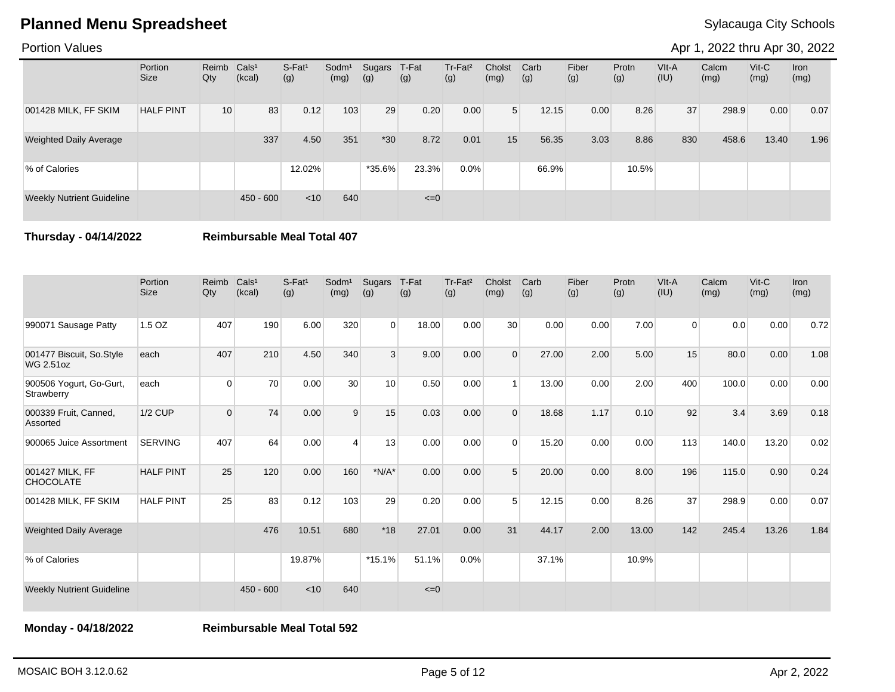# Planned Menu Spreadsheet

Sylacauga City Schools

Portion Values

Apr 1, 2022 thru Apr 30, 2022

| | Portion Size | Reimb Qty | Cals¹ (kcal) | S-Fat¹ (g) | Sodm¹ (mg) | Sugars (g) | T-Fat (g) | Tr-Fat² (g) | Cholst (mg) | Carb (g) | Fiber (g) | Protn (g) | VIt-A (IU) | Calcm (mg) | Vit-C (mg) | Iron (mg) |
|---|---|---|---|---|---|---|---|---|---|---|---|---|---|---|---|---|
| 001428 MILK, FF SKIM | HALF PINT | 10 | 83 | 0.12 | 103 | 29 | 0.20 | 0.00 | 5 | 12.15 | 0.00 | 8.26 | 37 | 298.9 | 0.00 | 0.07 |
| Weighted Daily Average | | | 337 | 4.50 | 351 | *30 | 8.72 | 0.01 | 15 | 56.35 | 3.03 | 8.86 | 830 | 458.6 | 13.40 | 1.96 |
| % of Calories | | | | 12.02% | | *35.6% | 23.3% | 0.0% | | 66.9% | | 10.5% | | | | |
| Weekly Nutrient Guideline | | | 450 - 600 | <10 | 640 | | <=0 | | | | | | | | | |

**Thursday - 04/14/2022** **Reimbursable Meal Total 407**

| | Portion Size | Reimb Qty | Cals¹ (kcal) | S-Fat¹ (g) | Sodm¹ (mg) | Sugars (g) | T-Fat (g) | Tr-Fat² (g) | Cholst (mg) | Carb (g) | Fiber (g) | Protn (g) | VIt-A (IU) | Calcm (mg) | Vit-C (mg) | Iron (mg) |
|---|---|---|---|---|---|---|---|---|---|---|---|---|---|---|---|---|
| 990071 Sausage Patty | 1.5 OZ | 407 | 190 | 6.00 | 320 | 0 | 18.00 | 0.00 | 30 | 0.00 | 0.00 | 7.00 | 0 | 0.0 | 0.00 | 0.72 |
| 001477 Biscuit, So.Style WG 2.51oz | each | 407 | 210 | 4.50 | 340 | 3 | 9.00 | 0.00 | 0 | 27.00 | 2.00 | 5.00 | 15 | 80.0 | 0.00 | 1.08 |
| 900506 Yogurt, Go-Gurt, Strawberry | each | 0 | 70 | 0.00 | 30 | 10 | 0.50 | 0.00 | 1 | 13.00 | 0.00 | 2.00 | 400 | 100.0 | 0.00 | 0.00 |
| 000339 Fruit, Canned, Assorted | 1/2 CUP | 0 | 74 | 0.00 | 9 | 15 | 0.03 | 0.00 | 0 | 18.68 | 1.17 | 0.10 | 92 | 3.4 | 3.69 | 0.18 |
| 900065 Juice Assortment | SERVING | 407 | 64 | 0.00 | 4 | 13 | 0.00 | 0.00 | 0 | 15.20 | 0.00 | 0.00 | 113 | 140.0 | 13.20 | 0.02 |
| 001427 MILK, FF CHOCOLATE | HALF PINT | 25 | 120 | 0.00 | 160 | *N/A* | 0.00 | 0.00 | 5 | 20.00 | 0.00 | 8.00 | 196 | 115.0 | 0.90 | 0.24 |
| 001428 MILK, FF SKIM | HALF PINT | 25 | 83 | 0.12 | 103 | 29 | 0.20 | 0.00 | 5 | 12.15 | 0.00 | 8.26 | 37 | 298.9 | 0.00 | 0.07 |
| Weighted Daily Average | | | 476 | 10.51 | 680 | *18 | 27.01 | 0.00 | 31 | 44.17 | 2.00 | 13.00 | 142 | 245.4 | 13.26 | 1.84 |
| % of Calories | | | | 19.87% | | *15.1% | 51.1% | 0.0% | | 37.1% | | 10.9% | | | | |
| Weekly Nutrient Guideline | | | 450 - 600 | <10 | 640 | | <=0 | | | | | | | | | |

**Monday - 04/18/2022** **Reimbursable Meal Total 592**

MOSAIC BOH 3.12.0.62

Apr 2, 2022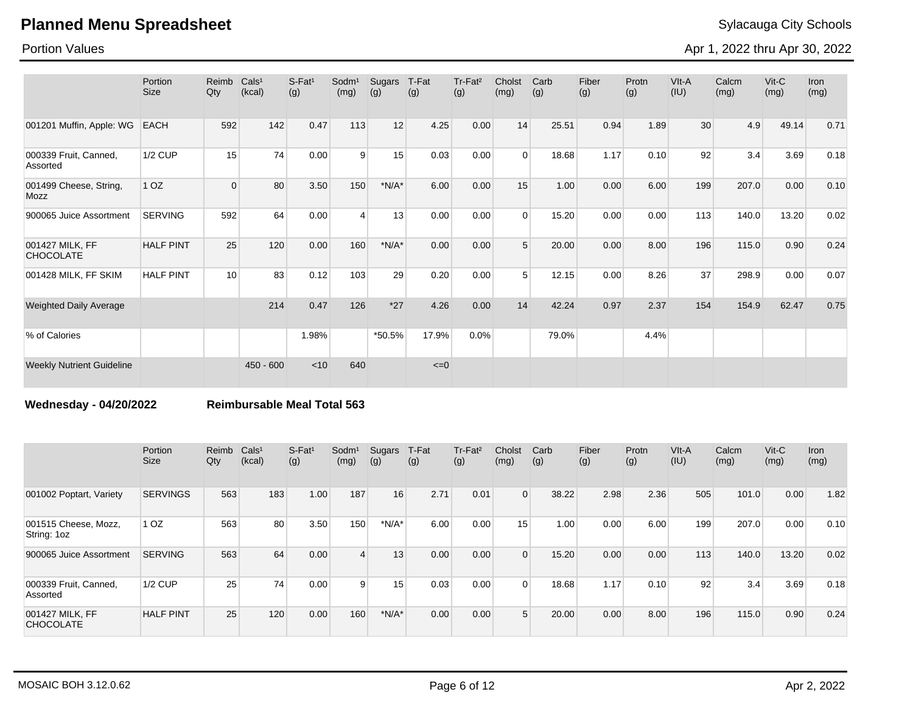# Planned Menu Spreadsheet

Sylacauga City Schools

Portion Values

Apr 1, 2022 thru Apr 30, 2022

| | Portion Size | Reimb Qty | Cals[1] (kcal) | S-Fat[1] (g) | Sodm[1] (mg) | Sugars (g) | T-Fat (g) | Tr-Fat[2] (g) | Cholst (mg) | Carb (g) | Fiber (g) | Protn (g) | Vlt-A (IU) | Calcm (mg) | Vit-C (mg) | Iron (mg) |
|---|---|---|---|---|---|---|---|---|---|---|---|---|---|---|---|---|
| 001201 Muffin, Apple: WG | EACH | 592 | 142 | 0.47 | 113 | 12 | 4.25 | 0.00 | 14 | 25.51 | 0.94 | 1.89 | 30 | 4.9 | 49.14 | 0.71 |
| 000339 Fruit, Canned, Assorted | 1/2 CUP | 15 | 74 | 0.00 | 9 | 15 | 0.03 | 0.00 | 0 | 18.68 | 1.17 | 0.10 | 92 | 3.4 | 3.69 | 0.18 |
| 001499 Cheese, String, Mozz | 1 OZ | 0 | 80 | 3.50 | 150 | *N/A* | 6.00 | 0.00 | 15 | 1.00 | 0.00 | 6.00 | 199 | 207.0 | 0.00 | 0.10 |
| 900065 Juice Assortment | SERVING | 592 | 64 | 0.00 | 4 | 13 | 0.00 | 0.00 | 0 | 15.20 | 0.00 | 0.00 | 113 | 140.0 | 13.20 | 0.02 |
| 001427 MILK, FF CHOCOLATE | HALF PINT | 25 | 120 | 0.00 | 160 | *N/A* | 0.00 | 0.00 | 5 | 20.00 | 0.00 | 8.00 | 196 | 115.0 | 0.90 | 0.24 |
| 001428 MILK, FF SKIM | HALF PINT | 10 | 83 | 0.12 | 103 | 29 | 0.20 | 0.00 | 5 | 12.15 | 0.00 | 8.26 | 37 | 298.9 | 0.00 | 0.07 |
| Weighted Daily Average | | | 214 | 0.47 | 126 | *27 | 4.26 | 0.00 | 14 | 42.24 | 0.97 | 2.37 | 154 | 154.9 | 62.47 | 0.75 |
| % of Calories | | | | 1.98% | | *50.5% | 17.9% | 0.0% | | 79.0% | | 4.4% | | | | |
| Weekly Nutrient Guideline | | | 450 - 600 | <10 | 640 | | <=0 | | | | | | | | | |

**Wednesday - 04/20/2022** **Reimbursable Meal Total 563**

| | Portion Size | Reimb Qty | Cals[1] (kcal) | S-Fat[1] (g) | Sodm[1] (mg) | Sugars (g) | T-Fat (g) | Tr-Fat[2] (g) | Cholst (mg) | Carb (g) | Fiber (g) | Protn (g) | Vlt-A (IU) | Calcm (mg) | Vit-C (mg) | Iron (mg) |
|---|---|---|---|---|---|---|---|---|---|---|---|---|---|---|---|---|
| 001002 Poptart, Variety | SERVINGS | 563 | 183 | 1.00 | 187 | 16 | 2.71 | 0.01 | 0 | 38.22 | 2.98 | 2.36 | 505 | 101.0 | 0.00 | 1.82 |
| 001515 Cheese, Mozz, String: 1oz | 1 OZ | 563 | 80 | 3.50 | 150 | *N/A* | 6.00 | 0.00 | 15 | 1.00 | 0.00 | 6.00 | 199 | 207.0 | 0.00 | 0.10 |
| 900065 Juice Assortment | SERVING | 563 | 64 | 0.00 | 4 | 13 | 0.00 | 0.00 | 0 | 15.20 | 0.00 | 0.00 | 113 | 140.0 | 13.20 | 0.02 |
| 000339 Fruit, Canned, Assorted | 1/2 CUP | 25 | 74 | 0.00 | 9 | 15 | 0.03 | 0.00 | 0 | 18.68 | 1.17 | 0.10 | 92 | 3.4 | 3.69 | 0.18 |
| 001427 MILK, FF CHOCOLATE | HALF PINT | 25 | 120 | 0.00 | 160 | *N/A* | 0.00 | 0.00 | 5 | 20.00 | 0.00 | 8.00 | 196 | 115.0 | 0.90 | 0.24 |

MOSAIC BOH 3.12.0.62 Apr 2, 2022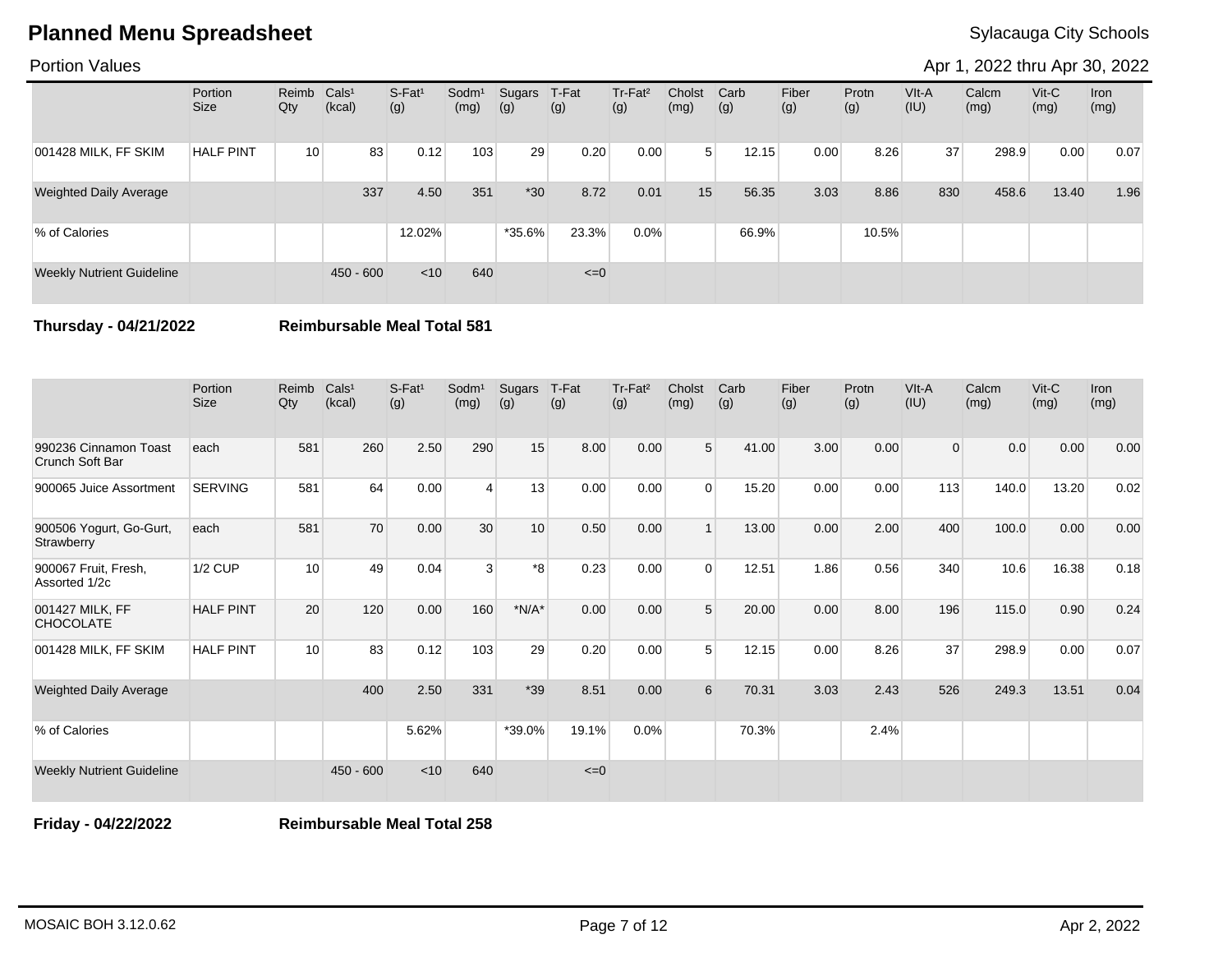# Planned Menu Spreadsheet

Sylacauga City Schools

Portion Values

Apr 1, 2022 thru Apr 30, 2022

| | Portion Size | Reimb Qty | Cals¹ (kcal) | S-Fat¹ (g) | Sodm¹ (mg) | Sugars (g) | T-Fat (g) | Tr-Fat² (g) | Cholst (mg) | Carb (g) | Fiber (g) | Protn (g) | VIt-A (IU) | Calcm (mg) | Vit-C (mg) | Iron (mg) |
|---|---|---|---|---|---|---|---|---|---|---|---|---|---|---|---|---|
| 001428 MILK, FF SKIM | HALF PINT | 10 | 83 | 0.12 | 103 | 29 | 0.20 | 0.00 | 5 | 12.15 | 0.00 | 8.26 | 37 | 298.9 | 0.00 | 0.07 |
| Weighted Daily Average | | | 337 | 4.50 | 351 | *30 | 8.72 | 0.01 | 15 | 56.35 | 3.03 | 8.86 | 830 | 458.6 | 13.40 | 1.96 |
| % of Calories | | | | 12.02% | | *35.6% | 23.3% | 0.0% | | 66.9% | | 10.5% | | | | |
| Weekly Nutrient Guideline | | | 450 - 600 | <10 | 640 | | <=0 | | | | | | | | | |

**Thursday - 04/21/2022** **Reimbursable Meal Total 581**

| | Portion Size | Reimb Qty | Cals¹ (kcal) | S-Fat¹ (g) | Sodm¹ (mg) | Sugars (g) | T-Fat (g) | Tr-Fat² (g) | Cholst (mg) | Carb (g) | Fiber (g) | Protn (g) | VIt-A (IU) | Calcm (mg) | Vit-C (mg) | Iron (mg) |
|---|---|---|---|---|---|---|---|---|---|---|---|---|---|---|---|---|
| 990236 Cinnamon Toast Crunch Soft Bar | each | 581 | 260 | 2.50 | 290 | 15 | 8.00 | 0.00 | 5 | 41.00 | 3.00 | 0.00 | 0 | 0.0 | 0.00 | 0.00 |
| 900065 Juice Assortment | SERVING | 581 | 64 | 0.00 | 4 | 13 | 0.00 | 0.00 | 0 | 15.20 | 0.00 | 0.00 | 113 | 140.0 | 13.20 | 0.02 |
| 900506 Yogurt, Go-Gurt, Strawberry | each | 581 | 70 | 0.00 | 30 | 10 | 0.50 | 0.00 | 1 | 13.00 | 0.00 | 2.00 | 400 | 100.0 | 0.00 | 0.00 |
| 900067 Fruit, Fresh, Assorted 1/2c | 1/2 CUP | 10 | 49 | 0.04 | 3 | *8 | 0.23 | 0.00 | 0 | 12.51 | 1.86 | 0.56 | 340 | 10.6 | 16.38 | 0.18 |
| 001427 MILK, FF CHOCOLATE | HALF PINT | 20 | 120 | 0.00 | 160 | *N/A* | 0.00 | 0.00 | 5 | 20.00 | 0.00 | 8.00 | 196 | 115.0 | 0.90 | 0.24 |
| 001428 MILK, FF SKIM | HALF PINT | 10 | 83 | 0.12 | 103 | 29 | 0.20 | 0.00 | 5 | 12.15 | 0.00 | 8.26 | 37 | 298.9 | 0.00 | 0.07 |
| Weighted Daily Average | | | 400 | 2.50 | 331 | *39 | 8.51 | 0.00 | 6 | 70.31 | 3.03 | 2.43 | 526 | 249.3 | 13.51 | 0.04 |
| % of Calories | | | | 5.62% | | *39.0% | 19.1% | 0.0% | | 70.3% | | 2.4% | | | | |
| Weekly Nutrient Guideline | | | 450 - 600 | <10 | 640 | | <=0 | | | | | | | | | |

**Friday - 04/22/2022** **Reimbursable Meal Total 258**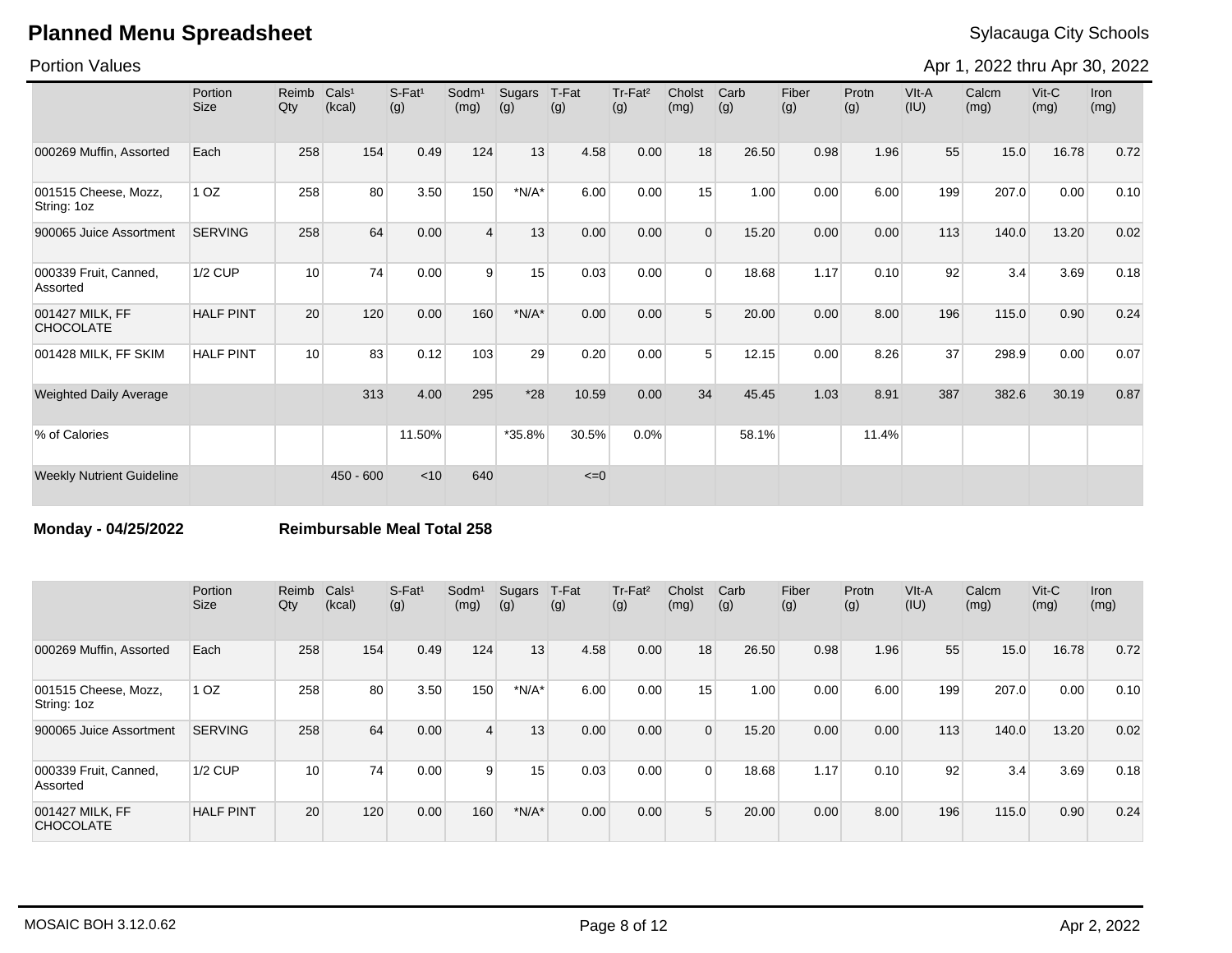# Planned Menu Spreadsheet

Sylacauga City Schools

Portion Values

Apr 1, 2022 thru Apr 30, 2022

| | Portion Size | Reimb Qty | Cals¹ (kcal) | S-Fat¹ (g) | Sodm¹ (mg) | Sugars (g) | T-Fat (g) | Tr-Fat² (g) | Cholst (mg) | Carb (g) | Fiber (g) | Protn (g) | VIt-A (IU) | Calcm (mg) | Vit-C (mg) | Iron (mg) |
|---|---|---|---|---|---|---|---|---|---|---|---|---|---|---|---|---|
| 000269 Muffin, Assorted | Each | 258 | 154 | 0.49 | 124 | 13 | 4.58 | 0.00 | 18 | 26.50 | 0.98 | 1.96 | 55 | 15.0 | 16.78 | 0.72 |
| 001515 Cheese, Mozz, String: 1oz | 1 OZ | 258 | 80 | 3.50 | 150 | *N/A* | 6.00 | 0.00 | 15 | 1.00 | 0.00 | 6.00 | 199 | 207.0 | 0.00 | 0.10 |
| 900065 Juice Assortment | SERVING | 258 | 64 | 0.00 | 4 | 13 | 0.00 | 0.00 | 0 | 15.20 | 0.00 | 0.00 | 113 | 140.0 | 13.20 | 0.02 |
| 000339 Fruit, Canned, Assorted | 1/2 CUP | 10 | 74 | 0.00 | 9 | 15 | 0.03 | 0.00 | 0 | 18.68 | 1.17 | 0.10 | 92 | 3.4 | 3.69 | 0.18 |
| 001427 MILK, FF CHOCOLATE | HALF PINT | 20 | 120 | 0.00 | 160 | *N/A* | 0.00 | 0.00 | 5 | 20.00 | 0.00 | 8.00 | 196 | 115.0 | 0.90 | 0.24 |
| 001428 MILK, FF SKIM | HALF PINT | 10 | 83 | 0.12 | 103 | 29 | 0.20 | 0.00 | 5 | 12.15 | 0.00 | 8.26 | 37 | 298.9 | 0.00 | 0.07 |
| Weighted Daily Average | | | 313 | 4.00 | 295 | *28 | 10.59 | 0.00 | 34 | 45.45 | 1.03 | 8.91 | 387 | 382.6 | 30.19 | 0.87 |
| % of Calories | | | | 11.50% | | *35.8% | 30.5% | 0.0% | | 58.1% | | 11.4% | | | | |
| Weekly Nutrient Guideline | | | 450 - 600 | <10 | 640 | | <=0 | | | | | | | | | |

**Monday - 04/25/2022** **Reimbursable Meal Total 258**

| | Portion Size | Reimb Qty | Cals¹ (kcal) | S-Fat¹ (g) | Sodm¹ (mg) | Sugars (g) | T-Fat (g) | Tr-Fat² (g) | Cholst (mg) | Carb (g) | Fiber (g) | Protn (g) | VIt-A (IU) | Calcm (mg) | Vit-C (mg) | Iron (mg) |
|---|---|---|---|---|---|---|---|---|---|---|---|---|---|---|---|---|
| 000269 Muffin, Assorted | Each | 258 | 154 | 0.49 | 124 | 13 | 4.58 | 0.00 | 18 | 26.50 | 0.98 | 1.96 | 55 | 15.0 | 16.78 | 0.72 |
| 001515 Cheese, Mozz, String: 1oz | 1 OZ | 258 | 80 | 3.50 | 150 | *N/A* | 6.00 | 0.00 | 15 | 1.00 | 0.00 | 6.00 | 199 | 207.0 | 0.00 | 0.10 |
| 900065 Juice Assortment | SERVING | 258 | 64 | 0.00 | 4 | 13 | 0.00 | 0.00 | 0 | 15.20 | 0.00 | 0.00 | 113 | 140.0 | 13.20 | 0.02 |
| 000339 Fruit, Canned, Assorted | 1/2 CUP | 10 | 74 | 0.00 | 9 | 15 | 0.03 | 0.00 | 0 | 18.68 | 1.17 | 0.10 | 92 | 3.4 | 3.69 | 0.18 |
| 001427 MILK, FF CHOCOLATE | HALF PINT | 20 | 120 | 0.00 | 160 | *N/A* | 0.00 | 0.00 | 5 | 20.00 | 0.00 | 8.00 | 196 | 115.0 | 0.90 | 0.24 |

MOSAIC BOH 3.12.0.62

Apr 2, 2022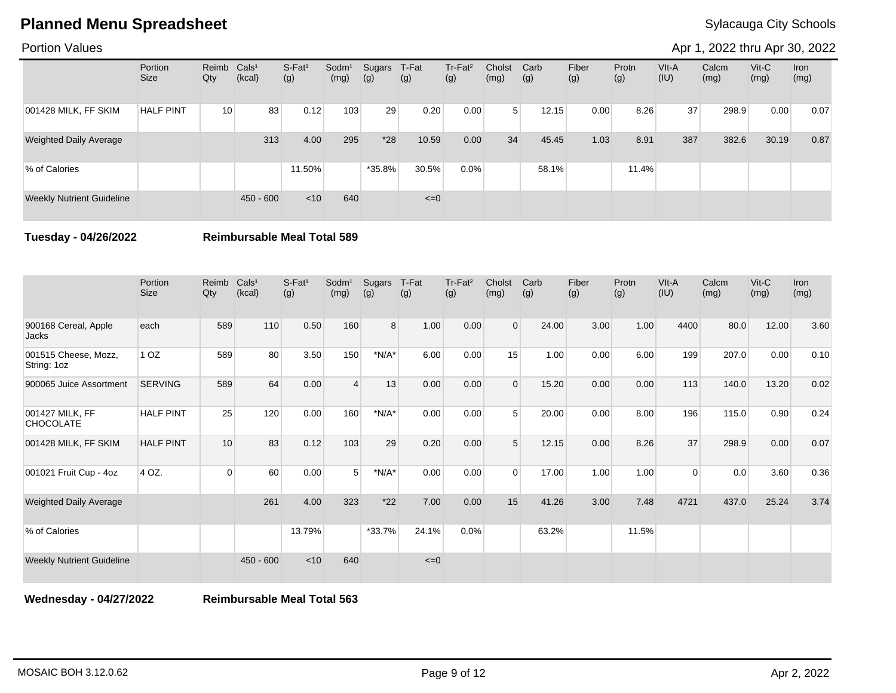# Planned Menu Spreadsheet

Sylacauga City Schools

Portion Values

Apr 1, 2022 thru Apr 30, 2022

| | Portion Size | Reimb Qty | Cals¹ (kcal) | S-Fat¹ (g) | Sodm¹ (mg) | Sugars (g) | T-Fat (g) | Tr-Fat² (g) | Cholst (mg) | Carb (g) | Fiber (g) | Protn (g) | VIt-A (IU) | Calcm (mg) | Vit-C (mg) | Iron (mg) |
|---|---|---|---|---|---|---|---|---|---|---|---|---|---|---|---|---|
| 001428 MILK, FF SKIM | HALF PINT | 10 | 83 | 0.12 | 103 | 29 | 0.20 | 0.00 | 5 | 12.15 | 0.00 | 8.26 | 37 | 298.9 | 0.00 | 0.07 |
| Weighted Daily Average | | | 313 | 4.00 | 295 | *28 | 10.59 | 0.00 | 34 | 45.45 | 1.03 | 8.91 | 387 | 382.6 | 30.19 | 0.87 |
| % of Calories | | | | 11.50% | | *35.8% | 30.5% | 0.0% | | 58.1% | | 11.4% | | | | |
| Weekly Nutrient Guideline | | | 450 - 600 | <10 | 640 | | <=0 | | | | | | | | | |

**Tuesday - 04/26/2022** **Reimbursable Meal Total 589**

| | Portion Size | Reimb Qty | Cals¹ (kcal) | S-Fat¹ (g) | Sodm¹ (mg) | Sugars (g) | T-Fat (g) | Tr-Fat² (g) | Cholst (mg) | Carb (g) | Fiber (g) | Protn (g) | VIt-A (IU) | Calcm (mg) | Vit-C (mg) | Iron (mg) |
|---|---|---|---|---|---|---|---|---|---|---|---|---|---|---|---|---|
| 900168 Cereal, Apple Jacks | each | 589 | 110 | 0.50 | 160 | 8 | 1.00 | 0.00 | 0 | 24.00 | 3.00 | 1.00 | 4400 | 80.0 | 12.00 | 3.60 |
| 001515 Cheese, Mozz, String: 1oz | 1 OZ | 589 | 80 | 3.50 | 150 | *N/A* | 6.00 | 0.00 | 15 | 1.00 | 0.00 | 6.00 | 199 | 207.0 | 0.00 | 0.10 |
| 900065 Juice Assortment | SERVING | 589 | 64 | 0.00 | 4 | 13 | 0.00 | 0.00 | 0 | 15.20 | 0.00 | 0.00 | 113 | 140.0 | 13.20 | 0.02 |
| 001427 MILK, FF CHOCOLATE | HALF PINT | 25 | 120 | 0.00 | 160 | *N/A* | 0.00 | 0.00 | 5 | 20.00 | 0.00 | 8.00 | 196 | 115.0 | 0.90 | 0.24 |
| 001428 MILK, FF SKIM | HALF PINT | 10 | 83 | 0.12 | 103 | 29 | 0.20 | 0.00 | 5 | 12.15 | 0.00 | 8.26 | 37 | 298.9 | 0.00 | 0.07 |
| 001021 Fruit Cup - 4oz | 4 OZ. | 0 | 60 | 0.00 | 5 | *N/A* | 0.00 | 0.00 | 0 | 17.00 | 1.00 | 1.00 | 0 | 0.0 | 3.60 | 0.36 |
| Weighted Daily Average | | | 261 | 4.00 | 323 | *22 | 7.00 | 0.00 | 15 | 41.26 | 3.00 | 7.48 | 4721 | 437.0 | 25.24 | 3.74 |
| % of Calories | | | | 13.79% | | *33.7% | 24.1% | 0.0% | | 63.2% | | 11.5% | | | | |
| Weekly Nutrient Guideline | | | 450 - 600 | <10 | 640 | | <=0 | | | | | | | | | |

**Wednesday - 04/27/2022** **Reimbursable Meal Total 563**

MOSAIC BOH 3.12.0.62

Apr 2, 2022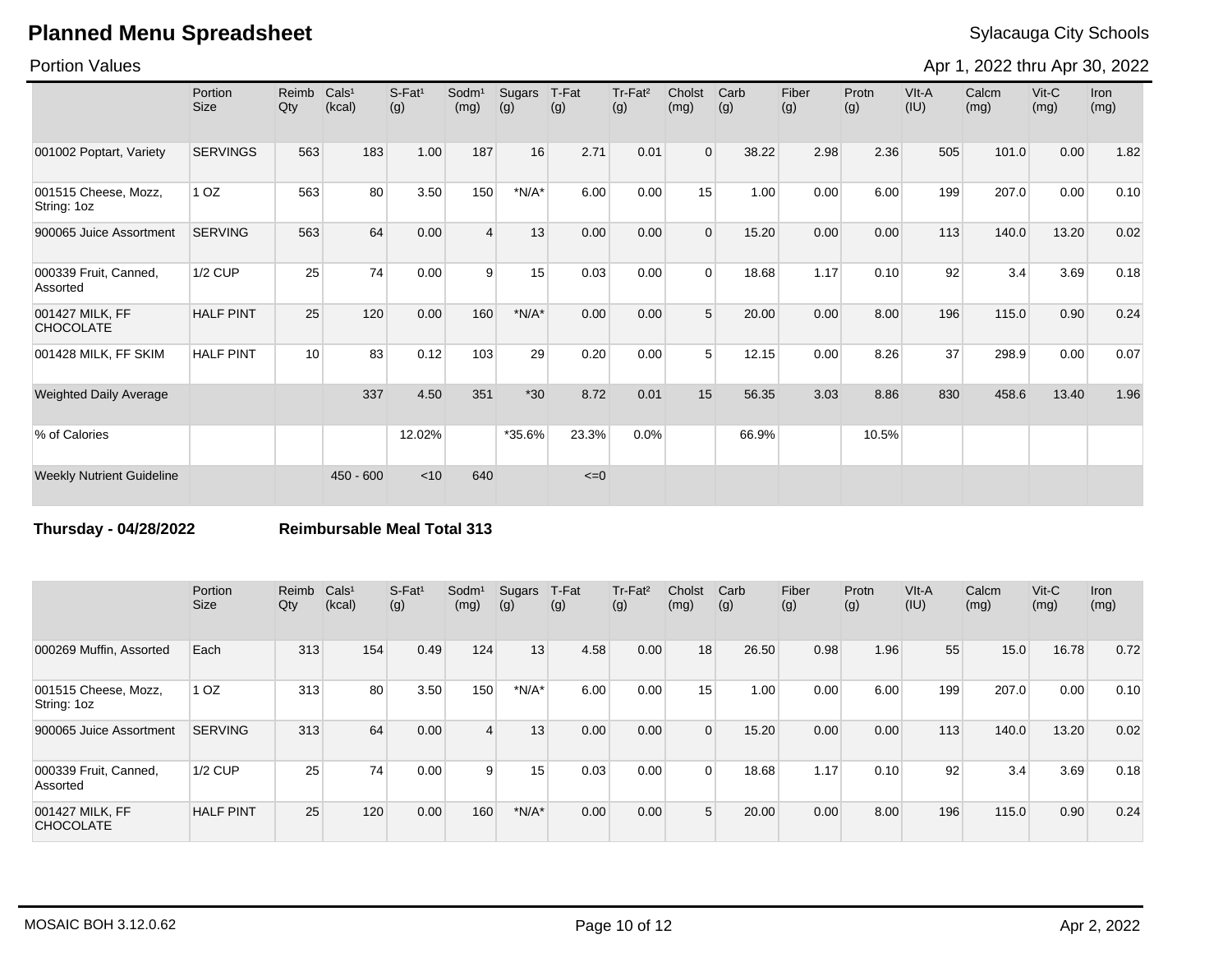# Planned Menu Spreadsheet

Sylacauga City Schools

Portion Values

Apr 1, 2022 thru Apr 30, 2022

| | Portion Size | Reimb Qty | Cals[1] (kcal) | S-Fat[1] (g) | Sodm[1] (mg) | Sugars (g) | T-Fat (g) | Tr-Fat[2] (g) | Cholst (mg) | Carb (g) | Fiber (g) | Protn (g) | VIt-A (IU) | Calcm (mg) | Vit-C (mg) | Iron (mg) |
|---|---|---|---|---|---|---|---|---|---|---|---|---|---|---|---|---|
| 001002 Poptart, Variety | SERVINGS | 563 | 183 | 1.00 | 187 | 16 | 2.71 | 0.01 | 0 | 38.22 | 2.98 | 2.36 | 505 | 101.0 | 0.00 | 1.82 |
| 001515 Cheese, Mozz, String: 1oz | 1 OZ | 563 | 80 | 3.50 | 150 | *N/A* | 6.00 | 0.00 | 15 | 1.00 | 0.00 | 6.00 | 199 | 207.0 | 0.00 | 0.10 |
| 900065 Juice Assortment | SERVING | 563 | 64 | 0.00 | 4 | 13 | 0.00 | 0.00 | 0 | 15.20 | 0.00 | 0.00 | 113 | 140.0 | 13.20 | 0.02 |
| 000339 Fruit, Canned, Assorted | 1/2 CUP | 25 | 74 | 0.00 | 9 | 15 | 0.03 | 0.00 | 0 | 18.68 | 1.17 | 0.10 | 92 | 3.4 | 3.69 | 0.18 |
| 001427 MILK, FF CHOCOLATE | HALF PINT | 25 | 120 | 0.00 | 160 | *N/A* | 0.00 | 0.00 | 5 | 20.00 | 0.00 | 8.00 | 196 | 115.0 | 0.90 | 0.24 |
| 001428 MILK, FF SKIM | HALF PINT | 10 | 83 | 0.12 | 103 | 29 | 0.20 | 0.00 | 5 | 12.15 | 0.00 | 8.26 | 37 | 298.9 | 0.00 | 0.07 |
| Weighted Daily Average | | | 337 | 4.50 | 351 | *30 | 8.72 | 0.01 | 15 | 56.35 | 3.03 | 8.86 | 830 | 458.6 | 13.40 | 1.96 |
| % of Calories | | | | 12.02% | | *35.6% | 23.3% | 0.0% | | 66.9% | | 10.5% | | | | |
| Weekly Nutrient Guideline | | | 450 - 600 | <10 | 640 | | <=0 | | | | | | | | | |

**Thursday - 04/28/2022** **Reimbursable Meal Total 313**

| | Portion Size | Reimb Qty | Cals[1] (kcal) | S-Fat[1] (g) | Sodm[1] (mg) | Sugars (g) | T-Fat (g) | Tr-Fat[2] (g) | Cholst (mg) | Carb (g) | Fiber (g) | Protn (g) | VIt-A (IU) | Calcm (mg) | Vit-C (mg) | Iron (mg) |
|---|---|---|---|---|---|---|---|---|---|---|---|---|---|---|---|---|
| 000269 Muffin, Assorted | Each | 313 | 154 | 0.49 | 124 | 13 | 4.58 | 0.00 | 18 | 26.50 | 0.98 | 1.96 | 55 | 15.0 | 16.78 | 0.72 |
| 001515 Cheese, Mozz, String: 1oz | 1 OZ | 313 | 80 | 3.50 | 150 | *N/A* | 6.00 | 0.00 | 15 | 1.00 | 0.00 | 6.00 | 199 | 207.0 | 0.00 | 0.10 |
| 900065 Juice Assortment | SERVING | 313 | 64 | 0.00 | 4 | 13 | 0.00 | 0.00 | 0 | 15.20 | 0.00 | 0.00 | 113 | 140.0 | 13.20 | 0.02 |
| 000339 Fruit, Canned, Assorted | 1/2 CUP | 25 | 74 | 0.00 | 9 | 15 | 0.03 | 0.00 | 0 | 18.68 | 1.17 | 0.10 | 92 | 3.4 | 3.69 | 0.18 |
| 001427 MILK, FF CHOCOLATE | HALF PINT | 25 | 120 | 0.00 | 160 | *N/A* | 0.00 | 0.00 | 5 | 20.00 | 0.00 | 8.00 | 196 | 115.0 | 0.90 | 0.24 |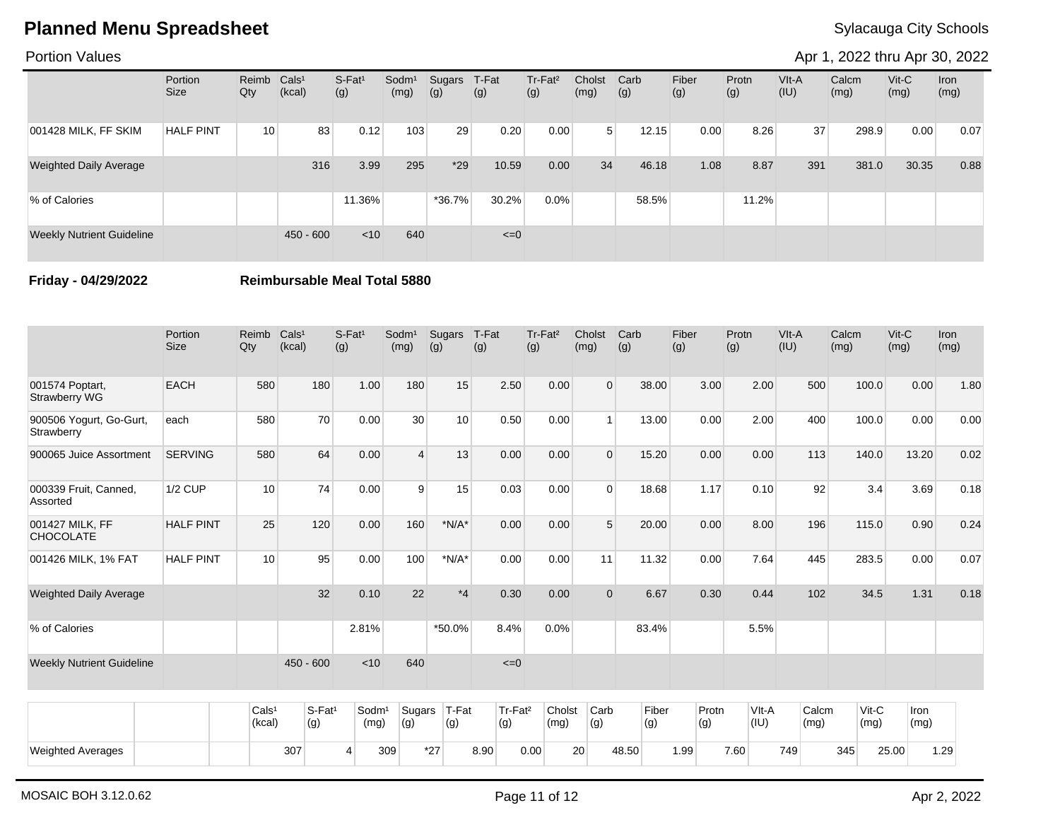# Planned Menu Spreadsheet

Sylacauga City Schools

Portion Values

Apr 1, 2022 thru Apr 30, 2022

| | Portion Size | Reimb Qty | Cals¹ (kcal) | S-Fat¹ (g) | Sodm¹ (mg) | Sugars (g) | T-Fat (g) | Tr-Fat² (g) | Cholst (mg) | Carb (g) | Fiber (g) | Protn (g) | VIt-A (IU) | Calcm (mg) | Vit-C (mg) | Iron (mg) |
|---|---|---|---|---|---|---|---|---|---|---|---|---|---|---|---|---|
| 001428 MILK, FF SKIM | HALF PINT | 10 | 83 | 0.12 | 103 | 29 | 0.20 | 0.00 | 5 | 12.15 | 0.00 | 8.26 | 37 | 298.9 | 0.00 | 0.07 |
| Weighted Daily Average | | | 316 | 3.99 | 295 | *29 | 10.59 | 0.00 | 34 | 46.18 | 1.08 | 8.87 | 391 | 381.0 | 30.35 | 0.88 |
| % of Calories | | | | 11.36% | | *36.7% | 30.2% | 0.0% | | 58.5% | | 11.2% | | | | |
| Weekly Nutrient Guideline | | | 450 - 600 | <10 | 640 | | <=0 | | | | | | | | | |

**Friday - 04/29/2022** **Reimbursable Meal Total 5880**

| | Portion Size | Reimb Qty | Cals¹ (kcal) | S-Fat¹ (g) | Sodm¹ (mg) | Sugars (g) | T-Fat (g) | Tr-Fat² (g) | Cholst (mg) | Carb (g) | Fiber (g) | Protn (g) | VIt-A (IU) | Calcm (mg) | Vit-C (mg) | Iron (mg) |
|---|---|---|---|---|---|---|---|---|---|---|---|---|---|---|---|---|
| 001574 Poptart, Strawberry WG | EACH | 580 | 180 | 1.00 | 180 | 15 | 2.50 | 0.00 | 0 | 38.00 | 3.00 | 2.00 | 500 | 100.0 | 0.00 | 1.80 |
| 900506 Yogurt, Go-Gurt, Strawberry | each | 580 | 70 | 0.00 | 30 | 10 | 0.50 | 0.00 | 1 | 13.00 | 0.00 | 2.00 | 400 | 100.0 | 0.00 | 0.00 |
| 900065 Juice Assortment | SERVING | 580 | 64 | 0.00 | 4 | 13 | 0.00 | 0.00 | 0 | 15.20 | 0.00 | 0.00 | 113 | 140.0 | 13.20 | 0.02 |
| 000339 Fruit, Canned, Assorted | 1/2 CUP | 10 | 74 | 0.00 | 9 | 15 | 0.03 | 0.00 | 0 | 18.68 | 1.17 | 0.10 | 92 | 3.4 | 3.69 | 0.18 |
| 001427 MILK, FF CHOCOLATE | HALF PINT | 25 | 120 | 0.00 | 160 | *N/A* | 0.00 | 0.00 | 5 | 20.00 | 0.00 | 8.00 | 196 | 115.0 | 0.90 | 0.24 |
| 001426 MILK, 1% FAT | HALF PINT | 10 | 95 | 0.00 | 100 | *N/A* | 0.00 | 0.00 | 11 | 11.32 | 0.00 | 7.64 | 445 | 283.5 | 0.00 | 0.07 |
| Weighted Daily Average | | | 32 | 0.10 | 22 | *4 | 0.30 | 0.00 | 0 | 6.67 | 0.30 | 0.44 | 102 | 34.5 | 1.31 | 0.18 |
| % of Calories | | | | 2.81% | | *50.0% | 8.4% | 0.0% | | 83.4% | | 5.5% | | | | |
| Weekly Nutrient Guideline | | | 450 - 600 | <10 | 640 | | <=0 | | | | | | | | | |

| | | | Cals¹ (kcal) | S-Fat¹ (g) | Sodm¹ (mg) | Sugars (g) | T-Fat (g) | Tr-Fat² (g) | Cholst (mg) | Carb (g) | Fiber (g) | Protn (g) | VIt-A (IU) | Calcm (mg) | Vit-C (mg) | Iron (mg) |
|---|---|---|---|---|---|---|---|---|---|---|---|---|---|---|---|---|
| Weighted Averages | | | 307 | 4 | 309 | *27 | 8.90 | 0.00 | 20 | 48.50 | 1.99 | 7.60 | 749 | 345 | 25.00 | 1.29 |

MOSAIC BOH 3.12.0.62

Apr 2, 2022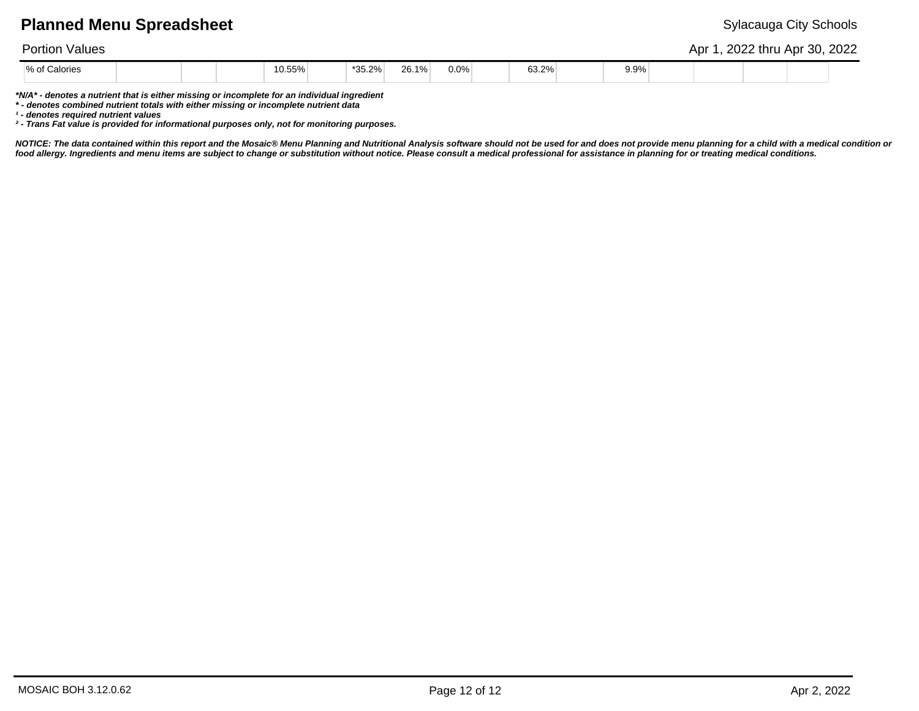# Planned Menu Spreadsheet

Sylacauga City Schools

Portion Values

Apr 1, 2022 thru Apr 30, 2022

| | | | | | | | | | | | | | | | | | |
|---|---|---|---|---|---|---|---|---|---|---|---|---|---|---|---|---|---|
| % of Calories | | | | 10.55% | | *35.2% | 26.1% | 0.0% | | 63.2% | | 9.9% | | | | | |

***N/A* - denotes a nutrient that is either missing or incomplete for an individual ingredient***

***\* - denotes combined nutrient totals with either missing or incomplete nutrient data***

***¹ - denotes required nutrient values***

***² - Trans Fat value is provided for informational purposes only, not for monitoring purposes.***

***NOTICE: The data contained within this report and the Mosaic® Menu Planning and Nutritional Analysis software should not be used for and does not provide menu planning for a child with a medical condition or food allergy. Ingredients and menu items are subject to change or substitution without notice. Please consult a medical professional for assistance in planning for or treating medical conditions.***